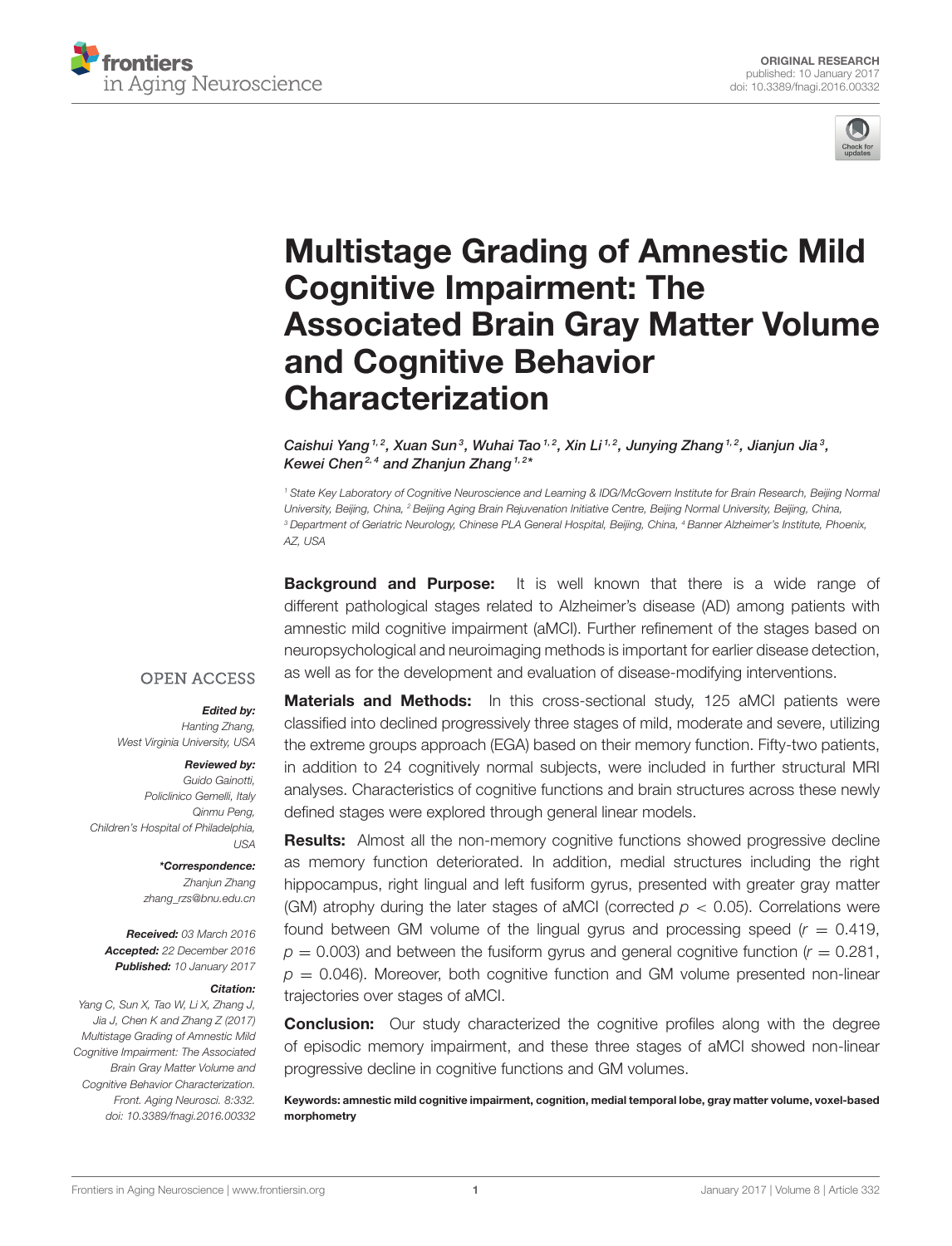ORIGINAL RESEARCH
published: 10 January 2017
doi: 10.3389/fnagi.2016.00332

# Multistage Grading of Amnestic Mild Cognitive Impairment: The Associated Brain Gray Matter Volume and Cognitive Behavior Characterization

*Caishui Yang[1,2], Xuan Sun[3], Wuhai Tao[1,2], Xin Li[1,2], Junying Zhang[1,2], Jianjun Jia[3], Kewei Chen[2,4] and Zhanjun Zhang[1,2]\**

[1] State Key Laboratory of Cognitive Neuroscience and Learning & IDG/McGovern Institute for Brain Research, Beijing Normal University, Beijing, China, [2] Beijing Aging Brain Rejuvenation Initiative Centre, Beijing Normal University, Beijing, China, [3] Department of Geriatric Neurology, Chinese PLA General Hospital, Beijing, China, [4] Banner Alzheimer's Institute, Phoenix, AZ, USA

OPEN ACCESS

***Edited by:***
Hanting Zhang,
West Virginia University, USA

***Reviewed by:***
Guido Gainotti,
Policlinico Gemelli, Italy
Qinmu Peng,
Children's Hospital of Philadelphia, USA

***\*Correspondence:***
Zhanjun Zhang
zhang_rzs@bnu.edu.cn

***Received:*** 03 March 2016
***Accepted:*** 22 December 2016
***Published:*** 10 January 2017

***Citation:***
Yang C, Sun X, Tao W, Li X, Zhang J, Jia J, Chen K and Zhang Z (2017) Multistage Grading of Amnestic Mild Cognitive Impairment: The Associated Brain Gray Matter Volume and Cognitive Behavior Characterization. Front. Aging Neurosci. 8:332. doi: 10.3389/fnagi.2016.00332

**Background and Purpose:** It is well known that there is a wide range of different pathological stages related to Alzheimer's disease (AD) among patients with amnestic mild cognitive impairment (aMCI). Further refinement of the stages based on neuropsychological and neuroimaging methods is important for earlier disease detection, as well as for the development and evaluation of disease-modifying interventions.

**Materials and Methods:** In this cross-sectional study, 125 aMCI patients were classified into declined progressively three stages of mild, moderate and severe, utilizing the extreme groups approach (EGA) based on their memory function. Fifty-two patients, in addition to 24 cognitively normal subjects, were included in further structural MRI analyses. Characteristics of cognitive functions and brain structures across these newly defined stages were explored through general linear models.

**Results:** Almost all the non-memory cognitive functions showed progressive decline as memory function deteriorated. In addition, medial structures including the right hippocampus, right lingual and left fusiform gyrus, presented with greater gray matter (GM) atrophy during the later stages of aMCI (corrected $p < 0.05$). Correlations were found between GM volume of the lingual gyrus and processing speed ($r = 0.419$, $p = 0.003$) and between the fusiform gyrus and general cognitive function ($r = 0.281$, $p = 0.046$). Moreover, both cognitive function and GM volume presented non-linear trajectories over stages of aMCI.

**Conclusion:** Our study characterized the cognitive profiles along with the degree of episodic memory impairment, and these three stages of aMCI showed non-linear progressive decline in cognitive functions and GM volumes.

**Keywords: amnestic mild cognitive impairment, cognition, medial temporal lobe, gray matter volume, voxel-based morphometry**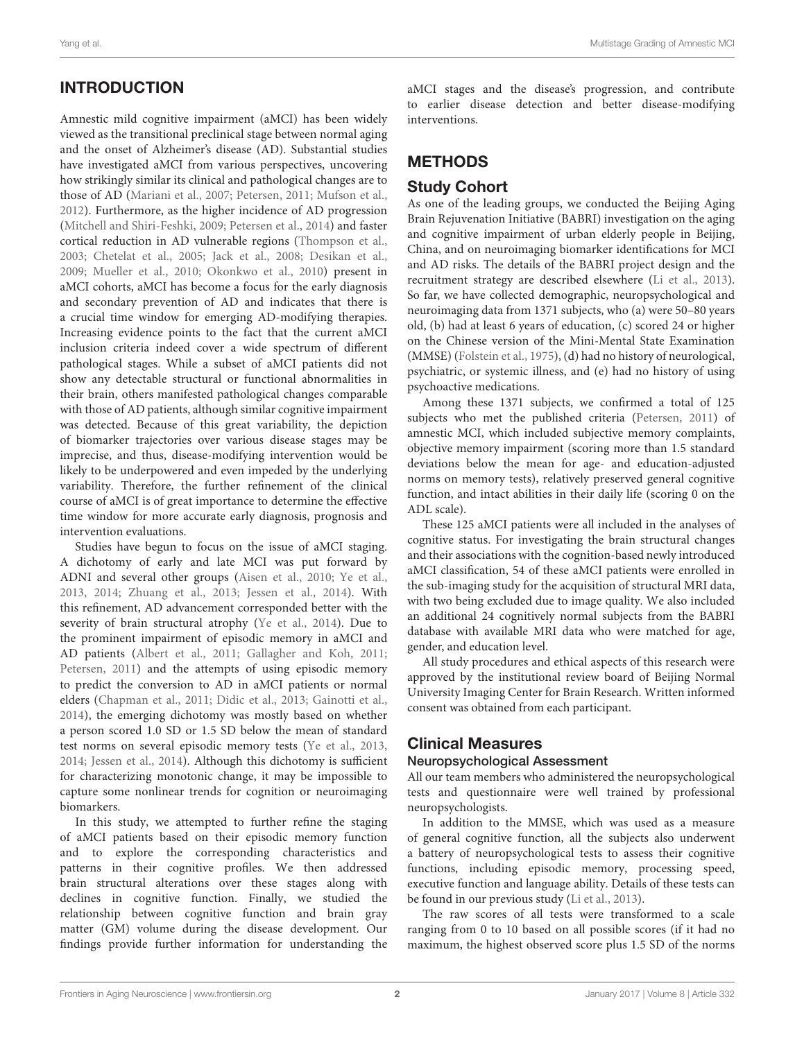## INTRODUCTION

Amnestic mild cognitive impairment (aMCI) has been widely viewed as the transitional preclinical stage between normal aging and the onset of Alzheimer's disease (AD). Substantial studies have investigated aMCI from various perspectives, uncovering how strikingly similar its clinical and pathological changes are to those of AD (Mariani et al., 2007; Petersen, 2011; Mufson et al., 2012). Furthermore, as the higher incidence of AD progression (Mitchell and Shiri-Feshki, 2009; Petersen et al., 2014) and faster cortical reduction in AD vulnerable regions (Thompson et al., 2003; Chetelat et al., 2005; Jack et al., 2008; Desikan et al., 2009; Mueller et al., 2010; Okonkwo et al., 2010) present in aMCI cohorts, aMCI has become a focus for the early diagnosis and secondary prevention of AD and indicates that there is a crucial time window for emerging AD-modifying therapies. Increasing evidence points to the fact that the current aMCI inclusion criteria indeed cover a wide spectrum of different pathological stages. While a subset of aMCI patients did not show any detectable structural or functional abnormalities in their brain, others manifested pathological changes comparable with those of AD patients, although similar cognitive impairment was detected. Because of this great variability, the depiction of biomarker trajectories over various disease stages may be imprecise, and thus, disease-modifying intervention would be likely to be underpowered and even impeded by the underlying variability. Therefore, the further refinement of the clinical course of aMCI is of great importance to determine the effective time window for more accurate early diagnosis, prognosis and intervention evaluations.

Studies have begun to focus on the issue of aMCI staging. A dichotomy of early and late MCI was put forward by ADNI and several other groups (Aisen et al., 2010; Ye et al., 2013, 2014; Zhuang et al., 2013; Jessen et al., 2014). With this refinement, AD advancement corresponded better with the severity of brain structural atrophy (Ye et al., 2014). Due to the prominent impairment of episodic memory in aMCI and AD patients (Albert et al., 2011; Gallagher and Koh, 2011; Petersen, 2011) and the attempts of using episodic memory to predict the conversion to AD in aMCI patients or normal elders (Chapman et al., 2011; Didic et al., 2013; Gainotti et al., 2014), the emerging dichotomy was mostly based on whether a person scored 1.0 SD or 1.5 SD below the mean of standard test norms on several episodic memory tests (Ye et al., 2013, 2014; Jessen et al., 2014). Although this dichotomy is sufficient for characterizing monotonic change, it may be impossible to capture some nonlinear trends for cognition or neuroimaging biomarkers.

In this study, we attempted to further refine the staging of aMCI patients based on their episodic memory function and to explore the corresponding characteristics and patterns in their cognitive profiles. We then addressed brain structural alterations over these stages along with declines in cognitive function. Finally, we studied the relationship between cognitive function and brain gray matter (GM) volume during the disease development. Our findings provide further information for understanding the aMCI stages and the disease's progression, and contribute to earlier disease detection and better disease-modifying interventions.

## METHODS

### Study Cohort

As one of the leading groups, we conducted the Beijing Aging Brain Rejuvenation Initiative (BABRI) investigation on the aging and cognitive impairment of urban elderly people in Beijing, China, and on neuroimaging biomarker identifications for MCI and AD risks. The details of the BABRI project design and the recruitment strategy are described elsewhere (Li et al., 2013). So far, we have collected demographic, neuropsychological and neuroimaging data from 1371 subjects, who (a) were 50–80 years old, (b) had at least 6 years of education, (c) scored 24 or higher on the Chinese version of the Mini-Mental State Examination (MMSE) (Folstein et al., 1975), (d) had no history of neurological, psychiatric, or systemic illness, and (e) had no history of using psychoactive medications.

Among these 1371 subjects, we confirmed a total of 125 subjects who met the published criteria (Petersen, 2011) of amnestic MCI, which included subjective memory complaints, objective memory impairment (scoring more than 1.5 standard deviations below the mean for age- and education-adjusted norms on memory tests), relatively preserved general cognitive function, and intact abilities in their daily life (scoring 0 on the ADL scale).

These 125 aMCI patients were all included in the analyses of cognitive status. For investigating the brain structural changes and their associations with the cognition-based newly introduced aMCI classification, 54 of these aMCI patients were enrolled in the sub-imaging study for the acquisition of structural MRI data, with two being excluded due to image quality. We also included an additional 24 cognitively normal subjects from the BABRI database with available MRI data who were matched for age, gender, and education level.

All study procedures and ethical aspects of this research were approved by the institutional review board of Beijing Normal University Imaging Center for Brain Research. Written informed consent was obtained from each participant.

### Clinical Measures

#### Neuropsychological Assessment

All our team members who administered the neuropsychological tests and questionnaire were well trained by professional neuropsychologists.

In addition to the MMSE, which was used as a measure of general cognitive function, all the subjects also underwent a battery of neuropsychological tests to assess their cognitive functions, including episodic memory, processing speed, executive function and language ability. Details of these tests can be found in our previous study (Li et al., 2013).

The raw scores of all tests were transformed to a scale ranging from 0 to 10 based on all possible scores (if it had no maximum, the highest observed score plus 1.5 SD of the norms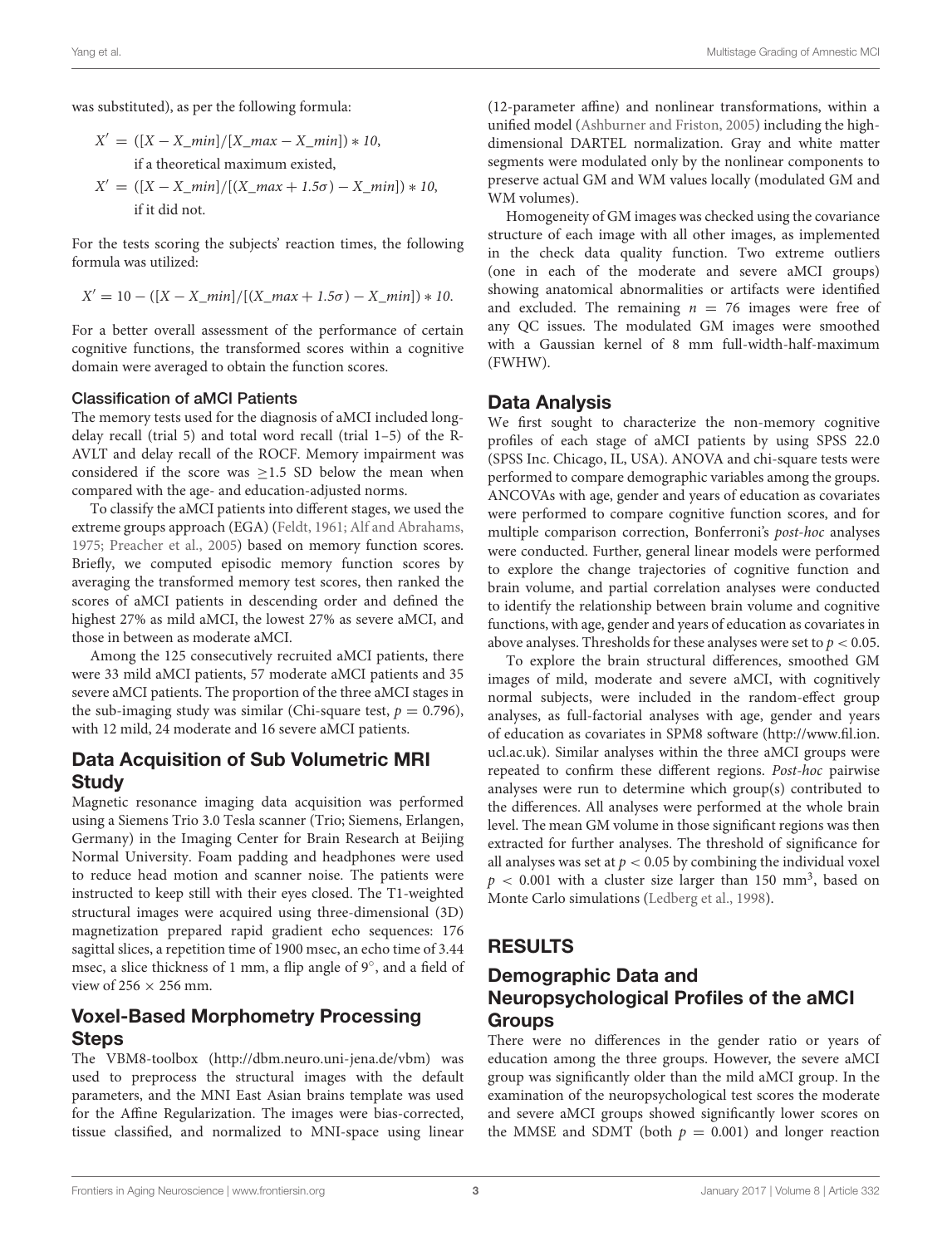was substituted), as per the following formula:

$$X' = ([X - X\_min]/[X\_max - X\_min]) * 10,$$

if a theoretical maximum existed,

$$X' = ([X - X\_min]/[(X\_max + 1.5\sigma) - X\_min]) * 10,$$

if it did not.

For the tests scoring the subjects' reaction times, the following formula was utilized:

$$X' = 10 - ([X - X\_min]/[(X\_max + 1.5\sigma) - X\_min]) * 10.$$

For a better overall assessment of the performance of certain cognitive functions, the transformed scores within a cognitive domain were averaged to obtain the function scores.

### Classification of aMCI Patients

The memory tests used for the diagnosis of aMCI included long-delay recall (trial 5) and total word recall (trial 1–5) of the R-AVLT and delay recall of the ROCF. Memory impairment was considered if the score was $\geq$1.5 SD below the mean when compared with the age- and education-adjusted norms.

To classify the aMCI patients into different stages, we used the extreme groups approach (EGA) (Feldt, 1961; Alf and Abrahams, 1975; Preacher et al., 2005) based on memory function scores. Briefly, we computed episodic memory function scores by averaging the transformed memory test scores, then ranked the scores of aMCI patients in descending order and defined the highest 27% as mild aMCI, the lowest 27% as severe aMCI, and those in between as moderate aMCI.

Among the 125 consecutively recruited aMCI patients, there were 33 mild aMCI patients, 57 moderate aMCI patients and 35 severe aMCI patients. The proportion of the three aMCI stages in the sub-imaging study was similar (Chi-square test, $p = 0.796$), with 12 mild, 24 moderate and 16 severe aMCI patients.

## Data Acquisition of Sub Volumetric MRI Study

Magnetic resonance imaging data acquisition was performed using a Siemens Trio 3.0 Tesla scanner (Trio; Siemens, Erlangen, Germany) in the Imaging Center for Brain Research at Beijing Normal University. Foam padding and headphones were used to reduce head motion and scanner noise. The patients were instructed to keep still with their eyes closed. The T1-weighted structural images were acquired using three-dimensional (3D) magnetization prepared rapid gradient echo sequences: 176 sagittal slices, a repetition time of 1900 msec, an echo time of 3.44 msec, a slice thickness of 1 mm, a flip angle of 9°, and a field of view of 256 × 256 mm.

## Voxel-Based Morphometry Processing Steps

The VBM8-toolbox (http://dbm.neuro.uni-jena.de/vbm) was used to preprocess the structural images with the default parameters, and the MNI East Asian brains template was used for the Affine Regularization. The images were bias-corrected, tissue classified, and normalized to MNI-space using linear (12-parameter affine) and nonlinear transformations, within a unified model (Ashburner and Friston, 2005) including the high-dimensional DARTEL normalization. Gray and white matter segments were modulated only by the nonlinear components to preserve actual GM and WM values locally (modulated GM and WM volumes).

Homogeneity of GM images was checked using the covariance structure of each image with all other images, as implemented in the check data quality function. Two extreme outliers (one in each of the moderate and severe aMCI groups) showing anatomical abnormalities or artifacts were identified and excluded. The remaining $n = 76$ images were free of any QC issues. The modulated GM images were smoothed with a Gaussian kernel of 8 mm full-width-half-maximum (FWHW).

## Data Analysis

We first sought to characterize the non-memory cognitive profiles of each stage of aMCI patients by using SPSS 22.0 (SPSS Inc. Chicago, IL, USA). ANOVA and chi-square tests were performed to compare demographic variables among the groups. ANCOVAs with age, gender and years of education as covariates were performed to compare cognitive function scores, and for multiple comparison correction, Bonferroni's *post-hoc* analyses were conducted. Further, general linear models were performed to explore the change trajectories of cognitive function and brain volume, and partial correlation analyses were conducted to identify the relationship between brain volume and cognitive functions, with age, gender and years of education as covariates in above analyses. Thresholds for these analyses were set to $p < 0.05$.

To explore the brain structural differences, smoothed GM images of mild, moderate and severe aMCI, with cognitively normal subjects, were included in the random-effect group analyses, as full-factorial analyses with age, gender and years of education as covariates in SPM8 software (http://www.fil.ion.ucl.ac.uk). Similar analyses within the three aMCI groups were repeated to confirm these different regions. *Post-hoc* pairwise analyses were run to determine which group(s) contributed to the differences. All analyses were performed at the whole brain level. The mean GM volume in those significant regions was then extracted for further analyses. The threshold of significance for all analyses was set at $p < 0.05$ by combining the individual voxel $p < 0.001$ with a cluster size larger than 150 mm$^3$, based on Monte Carlo simulations (Ledberg et al., 1998).

# RESULTS

## Demographic Data and Neuropsychological Profiles of the aMCI Groups

There were no differences in the gender ratio or years of education among the three groups. However, the severe aMCI group was significantly older than the mild aMCI group. In the examination of the neuropsychological test scores the moderate and severe aMCI groups showed significantly lower scores on the MMSE and SDMT (both $p = 0.001$) and longer reaction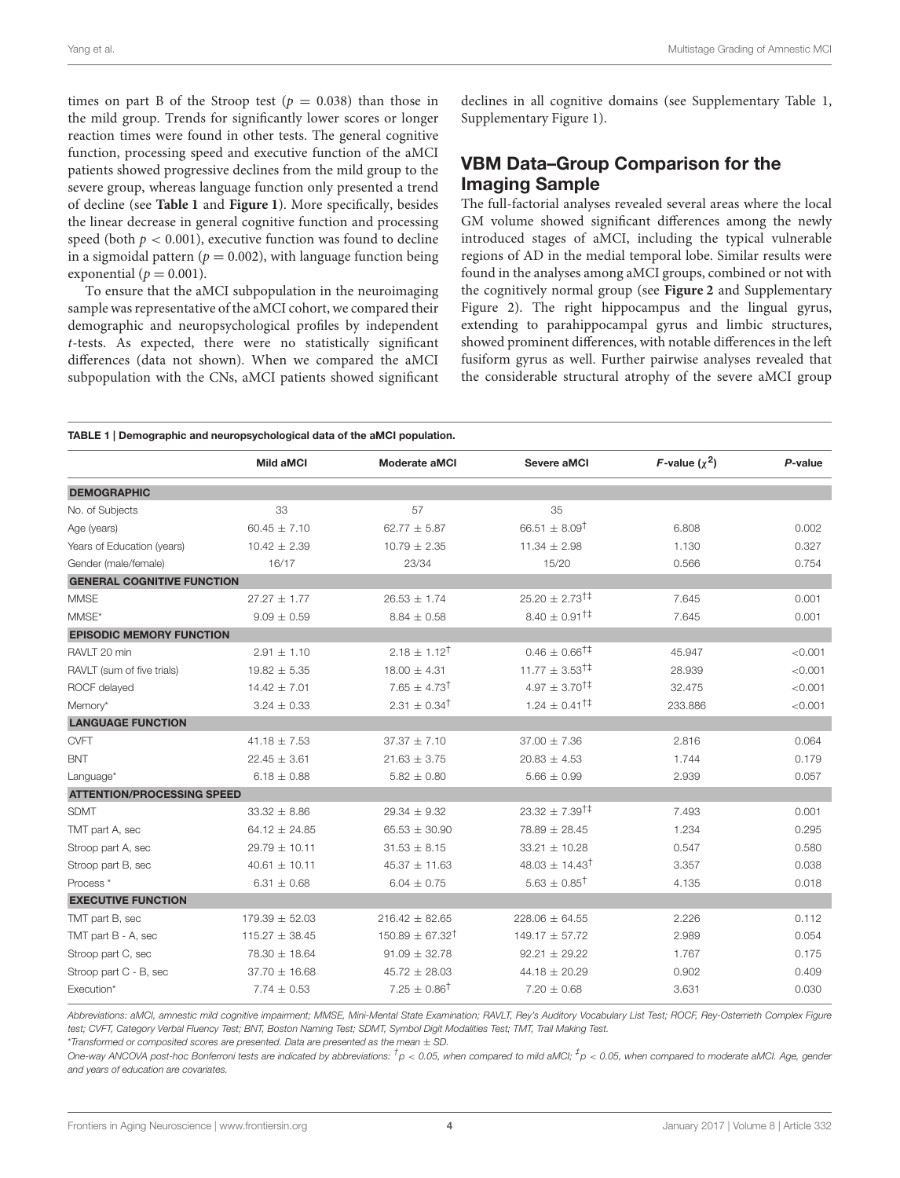times on part B of the Stroop test ($p = 0.038$) than those in the mild group. Trends for significantly lower scores or longer reaction times were found in other tests. The general cognitive function, processing speed and executive function of the aMCI patients showed progressive declines from the mild group to the severe group, whereas language function only presented a trend of decline (see **Table 1** and **Figure 1**). More specifically, besides the linear decrease in general cognitive function and processing speed (both $p < 0.001$), executive function was found to decline in a sigmoidal pattern ($p = 0.002$), with language function being exponential ($p = 0.001$).

To ensure that the aMCI subpopulation in the neuroimaging sample was representative of the aMCI cohort, we compared their demographic and neuropsychological profiles by independent $t$-tests. As expected, there were no statistically significant differences (data not shown). When we compared the aMCI subpopulation with the CNs, aMCI patients showed significant declines in all cognitive domains (see Supplementary Table 1, Supplementary Figure 1).

## VBM Data–Group Comparison for the Imaging Sample

The full-factorial analyses revealed several areas where the local GM volume showed significant differences among the newly introduced stages of aMCI, including the typical vulnerable regions of AD in the medial temporal lobe. Similar results were found in the analyses among aMCI groups, combined or not with the cognitively normal group (see **Figure 2** and Supplementary Figure 2). The right hippocampus and the lingual gyrus, extending to parahippocampal gyrus and limbic structures, showed prominent differences, with notable differences in the left fusiform gyrus as well. Further pairwise analyses revealed that the considerable structural atrophy of the severe aMCI group

**TABLE 1 | Demographic and neuropsychological data of the aMCI population.**

| | Mild aMCI | Moderate aMCI | Severe aMCI | *F*-value ($\chi^2$) | *P*-value |
|---|---|---|---|---|---|
| **DEMOGRAPHIC** | | | | | |
| No. of Subjects | 33 | 57 | 35 | | |
| Age (years) | 60.45 ± 7.10 | 62.77 ± 5.87 | 66.51 ± 8.09$^{\dagger}$ | 6.808 | 0.002 |
| Years of Education (years) | 10.42 ± 2.39 | 10.79 ± 2.35 | 11.34 ± 2.98 | 1.130 | 0.327 |
| Gender (male/female) | 16/17 | 23/34 | 15/20 | 0.566 | 0.754 |
| **GENERAL COGNITIVE FUNCTION** | | | | | |
| MMSE | 27.27 ± 1.77 | 26.53 ± 1.74 | 25.20 ± 2.73$^{\dagger\ddagger}$ | 7.645 | 0.001 |
| MMSE* | 9.09 ± 0.59 | 8.84 ± 0.58 | 8.40 ± 0.91$^{\dagger\ddagger}$ | 7.645 | 0.001 |
| **EPISODIC MEMORY FUNCTION** | | | | | |
| RAVLT 20 min | 2.91 ± 1.10 | 2.18 ± 1.12$^{\dagger}$ | 0.46 ± 0.66$^{\dagger\ddagger}$ | 45.947 | <0.001 |
| RAVLT (sum of five trials) | 19.82 ± 5.35 | 18.00 ± 4.31 | 11.77 ± 3.53$^{\dagger\ddagger}$ | 28.939 | <0.001 |
| ROCF delayed | 14.42 ± 7.01 | 7.65 ± 4.73$^{\dagger}$ | 4.97 ± 3.70$^{\dagger\ddagger}$ | 32.475 | <0.001 |
| Memory* | 3.24 ± 0.33 | 2.31 ± 0.34$^{\dagger}$ | 1.24 ± 0.41$^{\dagger\ddagger}$ | 233.886 | <0.001 |
| **LANGUAGE FUNCTION** | | | | | |
| CVFT | 41.18 ± 7.53 | 37.37 ± 7.10 | 37.00 ± 7.36 | 2.816 | 0.064 |
| BNT | 22.45 ± 3.61 | 21.63 ± 3.75 | 20.83 ± 4.53 | 1.744 | 0.179 |
| Language* | 6.18 ± 0.88 | 5.82 ± 0.80 | 5.66 ± 0.99 | 2.939 | 0.057 |
| **ATTENTION/PROCESSING SPEED** | | | | | |
| SDMT | 33.32 ± 8.86 | 29.34 ± 9.32 | 23.32 ± 7.39$^{\dagger\ddagger}$ | 7.493 | 0.001 |
| TMT part A, sec | 64.12 ± 24.85 | 65.53 ± 30.90 | 78.89 ± 28.45 | 1.234 | 0.295 |
| Stroop part A, sec | 29.79 ± 10.11 | 31.53 ± 8.15 | 33.21 ± 10.28 | 0.547 | 0.580 |
| Stroop part B, sec | 40.61 ± 10.11 | 45.37 ± 11.63 | 48.03 ± 14.43$^{\dagger}$ | 3.357 | 0.038 |
| Process* | 6.31 ± 0.68 | 6.04 ± 0.75 | 5.63 ± 0.85$^{\dagger}$ | 4.135 | 0.018 |
| **EXECUTIVE FUNCTION** | | | | | |
| TMT part B, sec | 179.39 ± 52.03 | 216.42 ± 82.65 | 228.06 ± 64.55 | 2.226 | 0.112 |
| TMT part B - A, sec | 115.27 ± 38.45 | 150.89 ± 67.32$^{\dagger}$ | 149.17 ± 57.72 | 2.989 | 0.054 |
| Stroop part C, sec | 78.30 ± 18.64 | 91.09 ± 32.78 | 92.21 ± 29.22 | 1.767 | 0.175 |
| Stroop part C - B, sec | 37.70 ± 16.68 | 45.72 ± 28.03 | 44.18 ± 20.29 | 0.902 | 0.409 |
| Execution* | 7.74 ± 0.53 | 7.25 ± 0.86$^{\dagger}$ | 7.20 ± 0.68 | 3.631 | 0.030 |

*Abbreviations: aMCI, amnestic mild cognitive impairment; MMSE, Mini-Mental State Examination; RAVLT, Rey's Auditory Vocabulary List Test; ROCF, Rey-Osterrieth Complex Figure test; CVFT, Category Verbal Fluency Test; BNT, Boston Naming Test; SDMT, Symbol Digit Modalities Test; TMT, Trail Making Test.*

*Transformed or composited scores are presented. Data are presented as the mean ± SD.

*One-way ANCOVA post-hoc Bonferroni tests are indicated by abbreviations: $^{\dagger}p < 0.05$, when compared to mild aMCI; $^{\ddagger}p < 0.05$, when compared to moderate aMCI. Age, gender and years of education are covariates.*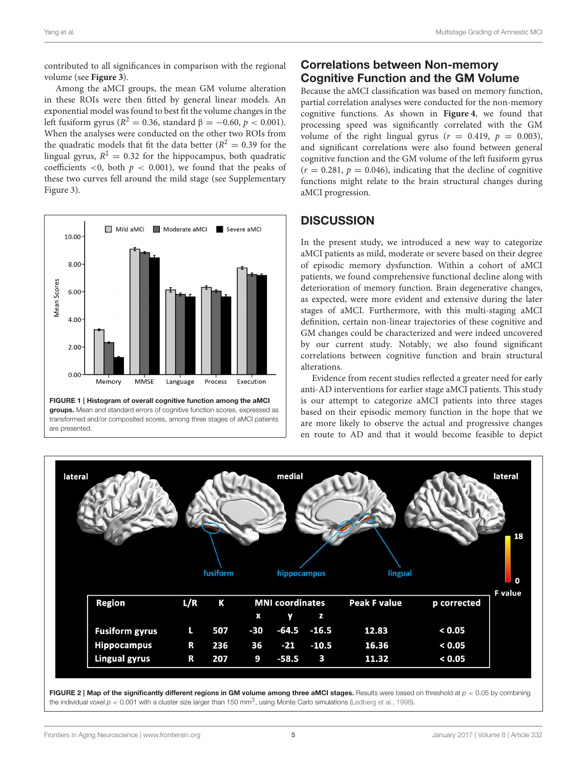contributed to all significances in comparison with the regional volume (see **Figure 3**).

Among the aMCI groups, the mean GM volume alteration in these ROIs were then fitted by general linear models. An exponential model was found to best fit the volume changes in the left fusiform gyrus ($R^2 = 0.36$, standard $\beta = -0.60$, $p < 0.001$). When the analyses were conducted on the other two ROIs from the quadratic models that fit the data better ($R^2 = 0.39$ for the lingual gyrus, $R^2 = 0.32$ for the hippocampus, both quadratic coefficients $<0$, both $p < 0.001$), we found that the peaks of these two curves fell around the mild stage (see Supplementary Figure 3).

**FIGURE 1 | Histogram of overall cognitive function among the aMCI groups.** Mean and standard errors of cognitive function scores, expressed as transformed and/or composited scores, among three stages of aMCI patients are presented.

## Correlations between Non-memory Cognitive Function and the GM Volume

Because the aMCI classification was based on memory function, partial correlation analyses were conducted for the non-memory cognitive functions. As shown in **Figure 4**, we found that processing speed was significantly correlated with the GM volume of the right lingual gyrus ($r = 0.419$, $p = 0.003$), and significant correlations were also found between general cognitive function and the GM volume of the left fusiform gyrus ($r = 0.281$, $p = 0.046$), indicating that the decline of cognitive functions might relate to the brain structural changes during aMCI progression.

## DISCUSSION

In the present study, we introduced a new way to categorize aMCI patients as mild, moderate or severe based on their degree of episodic memory dysfunction. Within a cohort of aMCI patients, we found comprehensive functional decline along with deterioration of memory function. Brain degenerative changes, as expected, were more evident and extensive during the later stages of aMCI. Furthermore, with this multi-staging aMCI definition, certain non-linear trajectories of these cognitive and GM changes could be characterized and were indeed uncovered by our current study. Notably, we also found significant correlations between cognitive function and brain structural alterations.

Evidence from recent studies reflected a greater need for early anti-AD interventions for earlier stage aMCI patients. This study is our attempt to categorize aMCI patients into three stages based on their episodic memory function in the hope that we are more likely to observe the actual and progressive changes en route to AD and that it would become feasible to depict

| Region | L/R | K | MNI coordinates | | | Peak F value | p corrected |
|---|---|---|---|---|---|---|---|
| | | | x | y | z | | |
| Fusiform gyrus | L | 507 | -30 | -64.5 | -16.5 | 12.83 | < 0.05 |
| Hippocampus | R | 236 | 36 | -21 | -10.5 | 16.36 | < 0.05 |
| Lingual gyrus | R | 207 | 9 | -58.5 | 3 | 11.32 | < 0.05 |

**FIGURE 2 | Map of the significantly different regions in GM volume among three aMCI stages.** Results were based on threshold at $p < 0.05$ by combining the individual voxel $p < 0.001$ with a cluster size larger than 150 $mm^3$, using Monte Carlo simulations (Ledberg et al., 1998).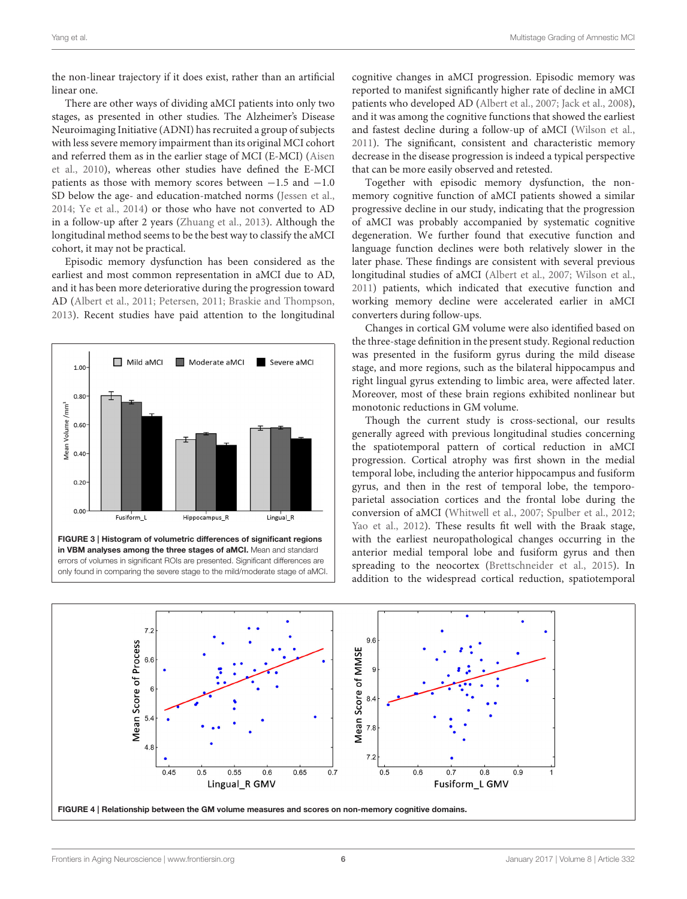the non-linear trajectory if it does exist, rather than an artificial linear one.

There are other ways of dividing aMCI patients into only two stages, as presented in other studies. The Alzheimer's Disease Neuroimaging Initiative (ADNI) has recruited a group of subjects with less severe memory impairment than its original MCI cohort and referred them as in the earlier stage of MCI (E-MCI) (Aisen et al., 2010), whereas other studies have defined the E-MCI patients as those with memory scores between −1.5 and −1.0 SD below the age- and education-matched norms (Jessen et al., 2014; Ye et al., 2014) or those who have not converted to AD in a follow-up after 2 years (Zhuang et al., 2013). Although the longitudinal method seems to be the best way to classify the aMCI cohort, it may not be practical.

Episodic memory dysfunction has been considered as the earliest and most common representation in aMCI due to AD, and it has been more deteriorative during the progression toward AD (Albert et al., 2011; Petersen, 2011; Braskie and Thompson, 2013). Recent studies have paid attention to the longitudinal cognitive changes in aMCI progression. Episodic memory was reported to manifest significantly higher rate of decline in aMCI patients who developed AD (Albert et al., 2007; Jack et al., 2008), and it was among the cognitive functions that showed the earliest and fastest decline during a follow-up of aMCI (Wilson et al., 2011). The significant, consistent and characteristic memory decrease in the disease progression is indeed a typical perspective that can be more easily observed and retested.

Together with episodic memory dysfunction, the non-memory cognitive function of aMCI patients showed a similar progressive decline in our study, indicating that the progression of aMCI was probably accompanied by systematic cognitive degeneration. We further found that executive function and language function declines were both relatively slower in the later phase. These findings are consistent with several previous longitudinal studies of aMCI (Albert et al., 2007; Wilson et al., 2011) patients, which indicated that executive function and working memory decline were accelerated earlier in aMCI converters during follow-ups.

Changes in cortical GM volume were also identified based on the three-stage definition in the present study. Regional reduction was presented in the fusiform gyrus during the mild disease stage, and more regions, such as the bilateral hippocampus and right lingual gyrus extending to limbic area, were affected later. Moreover, most of these brain regions exhibited nonlinear but monotonic reductions in GM volume.

Though the current study is cross-sectional, our results generally agreed with previous longitudinal studies concerning the spatiotemporal pattern of cortical reduction in aMCI progression. Cortical atrophy was first shown in the medial temporal lobe, including the anterior hippocampus and fusiform gyrus, and then in the rest of temporal lobe, the temporo-parietal association cortices and the frontal lobe during the conversion of aMCI (Whitwell et al., 2007; Spulber et al., 2012; Yao et al., 2012). These results fit well with the Braak stage, with the earliest neuropathological changes occurring in the anterior medial temporal lobe and fusiform gyrus and then spreading to the neocortex (Brettschneider et al., 2015). In addition to the widespread cortical reduction, spatiotemporal

**FIGURE 3 | Histogram of volumetric differences of significant regions in VBM analyses among the three stages of aMCI.** Mean and standard errors of volumes in significant ROIs are presented. Significant differences are only found in comparing the severe stage to the mild/moderate stage of aMCI.

**FIGURE 4 | Relationship between the GM volume measures and scores on non-memory cognitive domains.**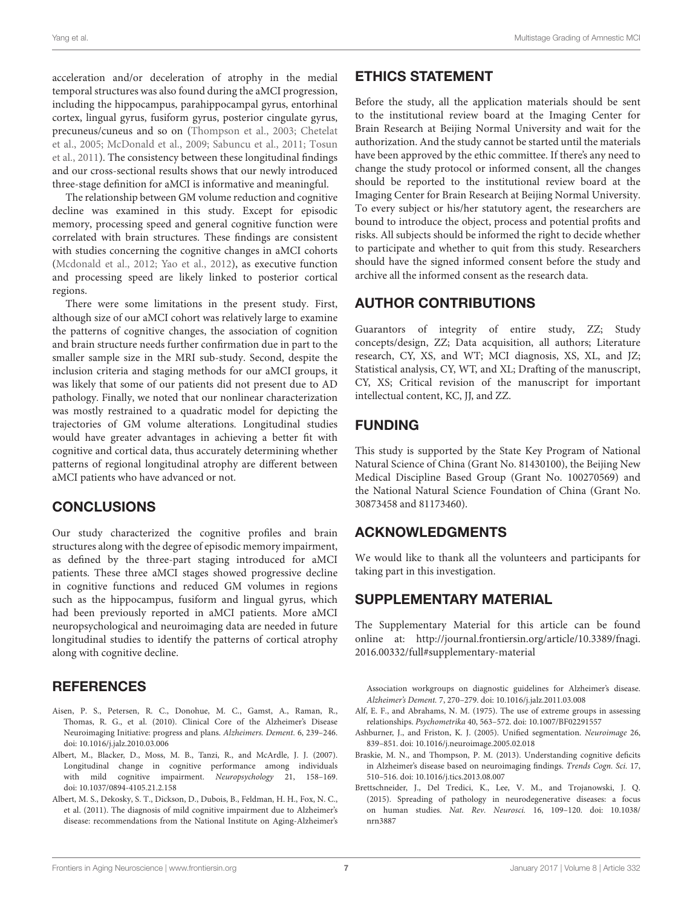acceleration and/or deceleration of atrophy in the medial temporal structures was also found during the aMCI progression, including the hippocampus, parahippocampal gyrus, entorhinal cortex, lingual gyrus, fusiform gyrus, posterior cingulate gyrus, precuneus/cuneus and so on (Thompson et al., 2003; Chetelat et al., 2005; McDonald et al., 2009; Sabuncu et al., 2011; Tosun et al., 2011). The consistency between these longitudinal findings and our cross-sectional results shows that our newly introduced three-stage definition for aMCI is informative and meaningful.

The relationship between GM volume reduction and cognitive decline was examined in this study. Except for episodic memory, processing speed and general cognitive function were correlated with brain structures. These findings are consistent with studies concerning the cognitive changes in aMCI cohorts (Mcdonald et al., 2012; Yao et al., 2012), as executive function and processing speed are likely linked to posterior cortical regions.

There were some limitations in the present study. First, although size of our aMCI cohort was relatively large to examine the patterns of cognitive changes, the association of cognition and brain structure needs further confirmation due in part to the smaller sample size in the MRI sub-study. Second, despite the inclusion criteria and staging methods for our aMCI groups, it was likely that some of our patients did not present due to AD pathology. Finally, we noted that our nonlinear characterization was mostly restrained to a quadratic model for depicting the trajectories of GM volume alterations. Longitudinal studies would have greater advantages in achieving a better fit with cognitive and cortical data, thus accurately determining whether patterns of regional longitudinal atrophy are different between aMCI patients who have advanced or not.

## CONCLUSIONS

Our study characterized the cognitive profiles and brain structures along with the degree of episodic memory impairment, as defined by the three-part staging introduced for aMCI patients. These three aMCI stages showed progressive decline in cognitive functions and reduced GM volumes in regions such as the hippocampus, fusiform and lingual gyrus, which had been previously reported in aMCI patients. More aMCI neuropsychological and neuroimaging data are needed in future longitudinal studies to identify the patterns of cortical atrophy along with cognitive decline.

## ETHICS STATEMENT

Before the study, all the application materials should be sent to the institutional review board at the Imaging Center for Brain Research at Beijing Normal University and wait for the authorization. And the study cannot be started until the materials have been approved by the ethic committee. If there's any need to change the study protocol or informed consent, all the changes should be reported to the institutional review board at the Imaging Center for Brain Research at Beijing Normal University. To every subject or his/her statutory agent, the researchers are bound to introduce the object, process and potential profits and risks. All subjects should be informed the right to decide whether to participate and whether to quit from this study. Researchers should have the signed informed consent before the study and archive all the informed consent as the research data.

## AUTHOR CONTRIBUTIONS

Guarantors of integrity of entire study, ZZ; Study concepts/design, ZZ; Data acquisition, all authors; Literature research, CY, XS, and WT; MCI diagnosis, XS, XL, and JZ; Statistical analysis, CY, WT, and XL; Drafting of the manuscript, CY, XS; Critical revision of the manuscript for important intellectual content, KC, JJ, and ZZ.

## FUNDING

This study is supported by the State Key Program of National Natural Science of China (Grant No. 81430100), the Beijing New Medical Discipline Based Group (Grant No. 100270569) and the National Natural Science Foundation of China (Grant No. 30873458 and 81173460).

## ACKNOWLEDGMENTS

We would like to thank all the volunteers and participants for taking part in this investigation.

## SUPPLEMENTARY MATERIAL

The Supplementary Material for this article can be found online at: http://journal.frontiersin.org/article/10.3389/fnagi.2016.00332/full#supplementary-material

## REFERENCES

Aisen, P. S., Petersen, R. C., Donohue, M. C., Gamst, A., Raman, R., Thomas, R. G., et al. (2010). Clinical Core of the Alzheimer's Disease Neuroimaging Initiative: progress and plans. *Alzheimers. Dement.* 6, 239–246. doi: 10.1016/j.jalz.2010.03.006

Albert, M., Blacker, D., Moss, M. B., Tanzi, R., and McArdle, J. J. (2007). Longitudinal change in cognitive performance among individuals with mild cognitive impairment. *Neuropsychology* 21, 158–169. doi: 10.1037/0894-4105.21.2.158

Albert, M. S., Dekosky, S. T., Dickson, D., Dubois, B., Feldman, H. H., Fox, N. C., et al. (2011). The diagnosis of mild cognitive impairment due to Alzheimer's disease: recommendations from the National Institute on Aging-Alzheimer's Association workgroups on diagnostic guidelines for Alzheimer's disease. *Alzheimer's Dement.* 7, 270–279. doi: 10.1016/j.jalz.2011.03.008

Alf, E. F., and Abrahams, N. M. (1975). The use of extreme groups in assessing relationships. *Psychometrika* 40, 563–572. doi: 10.1007/BF02291557

Ashburner, J., and Friston, K. J. (2005). Unified segmentation. *Neuroimage* 26, 839–851. doi: 10.1016/j.neuroimage.2005.02.018

Braskie, M. N., and Thompson, P. M. (2013). Understanding cognitive deficits in Alzheimer's disease based on neuroimaging findings. *Trends Cogn. Sci.* 17, 510–516. doi: 10.1016/j.tics.2013.08.007

Brettschneider, J., Del Tredici, K., Lee, V. M., and Trojanowski, J. Q. (2015). Spreading of pathology in neurodegenerative diseases: a focus on human studies. *Nat. Rev. Neurosci.* 16, 109–120. doi: 10.1038/nrn3887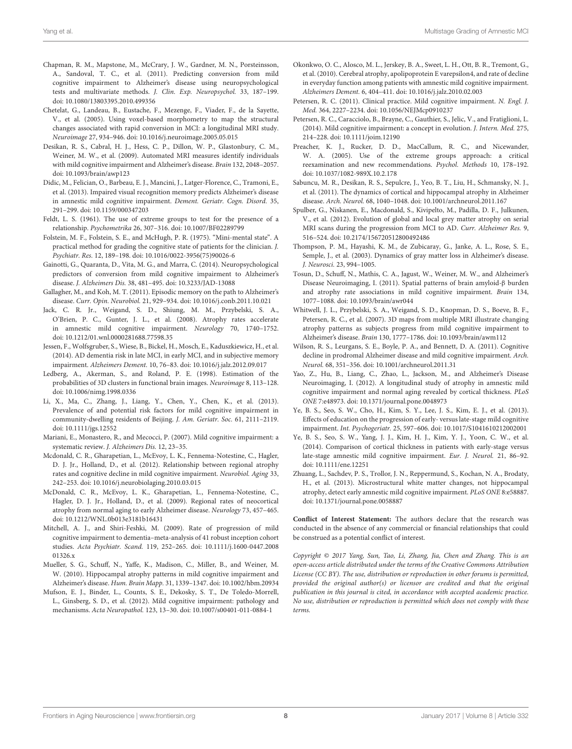Chapman, R. M., Mapstone, M., McCrary, J. W., Gardner, M. N., Porsteinsson, A., Sandoval, T. C., et al. (2011). Predicting conversion from mild cognitive impairment to Alzheimer's disease using neuropsychological tests and multivariate methods. *J. Clin. Exp. Neuropsychol.* 33, 187–199. doi: 10.1080/13803395.2010.499356

Chetelat, G., Landeau, B., Eustache, F., Mezenge, F., Viader, F., de la Sayette, V., et al. (2005). Using voxel-based morphometry to map the structural changes associated with rapid conversion in MCI: a longitudinal MRI study. *Neuroimage* 27, 934–946. doi: 10.1016/j.neuroimage.2005.05.015

Desikan, R. S., Cabral, H. J., Hess, C. P., Dillon, W. P., Glastonbury, C. M., Weiner, M. W., et al. (2009). Automated MRI measures identify individuals with mild cognitive impairment and Alzheimer's disease. *Brain* 132, 2048–2057. doi: 10.1093/brain/awp123

Didic, M., Felician, O., Barbeau, E. J., Mancini, J., Latger-Florence, C., Tramoni, E., et al. (2013). Impaired visual recognition memory predicts Alzheimer's disease in amnestic mild cognitive impairment. *Dement. Geriatr. Cogn. Disord.* 35, 291–299. doi: 10.1159/000347203

Feldt, L. S. (1961). The use of extreme groups to test for the presence of a relationship. *Psychometrika* 26, 307–316. doi: 10.1007/BF02289799

Folstein, M. F., Folstein, S. E., and McHugh, P. R. (1975). "Mini-mental state". A practical method for grading the cognitive state of patients for the clinician. *J. Psychiatr. Res.* 12, 189–198. doi: 10.1016/0022-3956(75)90026-6

Gainotti, G., Quaranta, D., Vita, M. G., and Marra, C. (2014). Neuropsychological predictors of conversion from mild cognitive impairment to Alzheimer's disease. *J. Alzheimers Dis.* 38, 481–495. doi: 10.3233/JAD-13088

Gallagher, M., and Koh, M. T. (2011). Episodic memory on the path to Alzheimer's disease. *Curr. Opin. Neurobiol.* 21, 929–934. doi: 10.1016/j.conb.2011.10.021

Jack, C. R. Jr., Weigand, S. D., Shiung, M. M., Przybelski, S. A., O'Brien, P. C., Gunter, J. L., et al. (2008). Atrophy rates accelerate in amnestic mild cognitive impairment. *Neurology* 70, 1740–1752. doi: 10.1212/01.wnl.0000281688.77598.35

Jessen, F., Wolfsgruber, S., Wiese, B., Bickel, H., Mosch, E., Kaduszkiewicz, H., et al. (2014). AD dementia risk in late MCI, in early MCI, and in subjective memory impairment. *Alzheimers Dement.* 10, 76–83. doi: 10.1016/j.jalz.2012.09.017

Ledberg, A., Akerman, S., and Roland, P. E. (1998). Estimation of the probabilities of 3D clusters in functional brain images. *Neuroimage* 8, 113–128. doi: 10.1006/nimg.1998.0336

Li, X., Ma, C., Zhang, J., Liang, Y., Chen, Y., Chen, K., et al. (2013). Prevalence of and potential risk factors for mild cognitive impairment in community-dwelling residents of Beijing. *J. Am. Geriatr. Soc.* 61, 2111–2119. doi: 10.1111/jgs.12552

Mariani, E., Monastero, R., and Mecocci, P. (2007). Mild cognitive impairment: a systematic review. *J. Alzheimers Dis.* 12, 23–35.

Mcdonald, C. R., Gharapetian, L., McEvoy, L. K., Fennema-Notestine, C., Hagler, D. J. Jr., Holland, D., et al. (2012). Relationship between regional atrophy rates and cognitive decline in mild cognitive impairment. *Neurobiol. Aging* 33, 242–253. doi: 10.1016/j.neurobiolaging.2010.03.015

McDonald, C. R., McEvoy, L. K., Gharapetian, L., Fennema-Notestine, C., Hagler, D. J. Jr., Holland, D., et al. (2009). Regional rates of neocortical atrophy from normal aging to early Alzheimer disease. *Neurology* 73, 457–465. doi: 10.1212/WNL.0b013e3181b16431

Mitchell, A. J., and Shiri-Feshki, M. (2009). Rate of progression of mild cognitive impairment to dementia–meta-analysis of 41 robust inception cohort studies. *Acta Psychiatr. Scand.* 119, 252–265. doi: 10.1111/j.1600-0447.2008 01326.x

Mueller, S. G., Schuff, N., Yaffe, K., Madison, C., Miller, B., and Weiner, M. W. (2010). Hippocampal atrophy patterns in mild cognitive impairment and Alzheimer's disease. *Hum. Brain Mapp.* 31, 1339–1347. doi: 10.1002/hbm.20934

Mufson, E. J., Binder, L., Counts, S. E., Dekosky, S. T., De Toledo-Morrell, L., Ginsberg, S. D., et al. (2012). Mild cognitive impairment: pathology and mechanisms. *Acta Neuropathol.* 123, 13–30. doi: 10.1007/s00401-011-0884-1

Okonkwo, O. C., Alosco, M. L., Jerskey, B. A., Sweet, L. H., Ott, B. R., Tremont, G., et al. (2010). Cerebral atrophy, apolipoprotein E varepsilon4, and rate of decline in everyday function among patients with amnestic mild cognitive impairment. *Alzheimers Dement.* 6, 404–411. doi: 10.1016/j.jalz.2010.02.003

Petersen, R. C. (2011). Clinical practice. Mild cognitive impairment. *N. Engl. J. Med.* 364, 2227–2234. doi: 10.1056/NEJMcp0910237

Petersen, R. C., Caracciolo, B., Brayne, C., Gauthier, S., Jelic, V., and Fratiglioni, L. (2014). Mild cognitive impairment: a concept in evolution. *J. Intern. Med.* 275, 214–228. doi: 10.1111/joim.12190

Preacher, K. J., Rucker, D. D., MacCallum, R. C., and Nicewander, W. A. (2005). Use of the extreme groups approach: a critical reexamination and new recommendations. *Psychol. Methods* 10, 178–192. doi: 10.1037/1082-989X.10.2.178

Sabuncu, M. R., Desikan, R. S., Sepulcre, J., Yeo, B. T., Liu, H., Schmansky, N. J., et al. (2011). The dynamics of cortical and hippocampal atrophy in Alzheimer disease. *Arch. Neurol.* 68, 1040–1048. doi: 10.1001/archneurol.2011.167

Spulber, G., Niskanen, E., Macdonald, S., Kivipelto, M., Padilla, D. F., Julkunen, V., et al. (2012). Evolution of global and local grey matter atrophy on serial MRI scans during the progression from MCI to AD. *Curr. Alzheimer Res.* 9, 516–524. doi: 10.2174/156720512800492486

Thompson, P. M., Hayashi, K. M., de Zubicaray, G., Janke, A. L., Rose, S. E., Semple, J., et al. (2003). Dynamics of gray matter loss in Alzheimer's disease. *J. Neurosci.* 23, 994–1005.

Tosun, D., Schuff, N., Mathis, C. A., Jagust, W., Weiner, M. W., and Alzheimer's Disease Neuroimaging, I. (2011). Spatial patterns of brain amyloid-β burden and atrophy rate associations in mild cognitive impairment. *Brain* 134, 1077–1088. doi: 10.1093/brain/awr044

Whitwell, J. L., Przybelski, S. A., Weigand, S. D., Knopman, D. S., Boeve, B. F., Petersen, R. C., et al. (2007). 3D maps from multiple MRI illustrate changing atrophy patterns as subjects progress from mild cognitive impairment to Alzheimer's disease. *Brain* 130, 1777–1786. doi: 10.1093/brain/awm112

Wilson, R. S., Leurgans, S. E., Boyle, P. A., and Bennett, D. A. (2011). Cognitive decline in prodromal Alzheimer disease and mild cognitive impairment. *Arch. Neurol.* 68, 351–356. doi: 10.1001/archneurol.2011.31

Yao, Z., Hu, B., Liang, C., Zhao, L., Jackson, M., and Alzheimer's Disease Neuroimaging, I. (2012). A longitudinal study of atrophy in amnestic mild cognitive impairment and normal aging revealed by cortical thickness. *PLoS ONE* 7:e48973. doi: 10.1371/journal.pone.0048973

Ye, B. S., Seo, S. W., Cho, H., Kim, S. Y., Lee, J. S., Kim, E. J., et al. (2013). Effects of education on the progression of early- versus late-stage mild cognitive impairment. *Int. Psychogeriatr.* 25, 597–606. doi: 10.1017/S1041610212002001

Ye, B. S., Seo, S. W., Yang, J. J., Kim, H. J., Kim, Y. J., Yoon, C. W., et al. (2014). Comparison of cortical thickness in patients with early-stage versus late-stage amnestic mild cognitive impairment. *Eur. J. Neurol.* 21, 86–92. doi: 10.1111/ene.12251

Zhuang, L., Sachdev, P. S., Trollor, J. N., Reppermund, S., Kochan, N. A., Brodaty, H., et al. (2013). Microstructural white matter changes, not hippocampal atrophy, detect early amnestic mild cognitive impairment. *PLoS ONE* 8:e58887. doi: 10.1371/journal.pone.0058887

**Conflict of Interest Statement:** The authors declare that the research was conducted in the absence of any commercial or financial relationships that could be construed as a potential conflict of interest.

*Copyright © 2017 Yang, Sun, Tao, Li, Zhang, Jia, Chen and Zhang. This is an open-access article distributed under the terms of the Creative Commons Attribution License (CC BY). The use, distribution or reproduction in other forums is permitted, provided the original author(s) or licensor are credited and that the original publication in this journal is cited, in accordance with accepted academic practice. No use, distribution or reproduction is permitted which does not comply with these terms.*